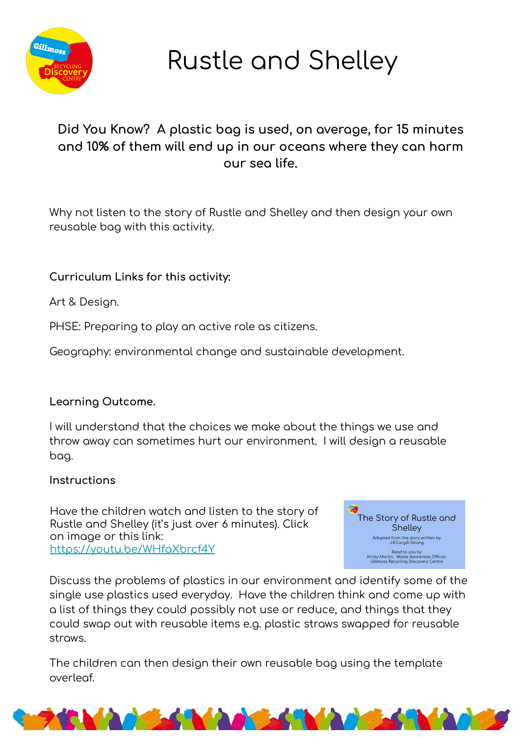# Rustle and Shelley

**Did You Know? A plastic bag is used, on average, for 15 minutes and 10% of them will end up in our oceans where they can harm our sea life.**

Why not listen to the story of Rustle and Shelley and then design your own reusable bag with this activity.

**Curriculum Links for this activity:**

Art & Design.

PHSE: Preparing to play an active role as citizens.

Geography: environmental change and sustainable development.

**Learning Outcome.**

I will understand that the choices we make about the things we use and throw away can sometimes hurt our environment. I will design a reusable bag.

**Instructions**

Have the children watch and listen to the story of Rustle and Shelley (it's just over 6 minutes). Click on image or this link: https://youtu.be/WHfaXbrcf4Y

The Story of Rustle and Shelley

Adapted from the story written by J.R.Cargill-Strong

Read to you by Kirsty Martin, Waste Awareness Officer, Gillmoss Recycling Discovery Centre

Discuss the problems of plastics in our environment and identify some of the single use plastics used everyday. Have the children think and come up with a list of things they could possibly not use or reduce, and things that they could swap out with reusable items e.g. plastic straws swapped for reusable straws.

The children can then design their own reusable bag using the template overleaf.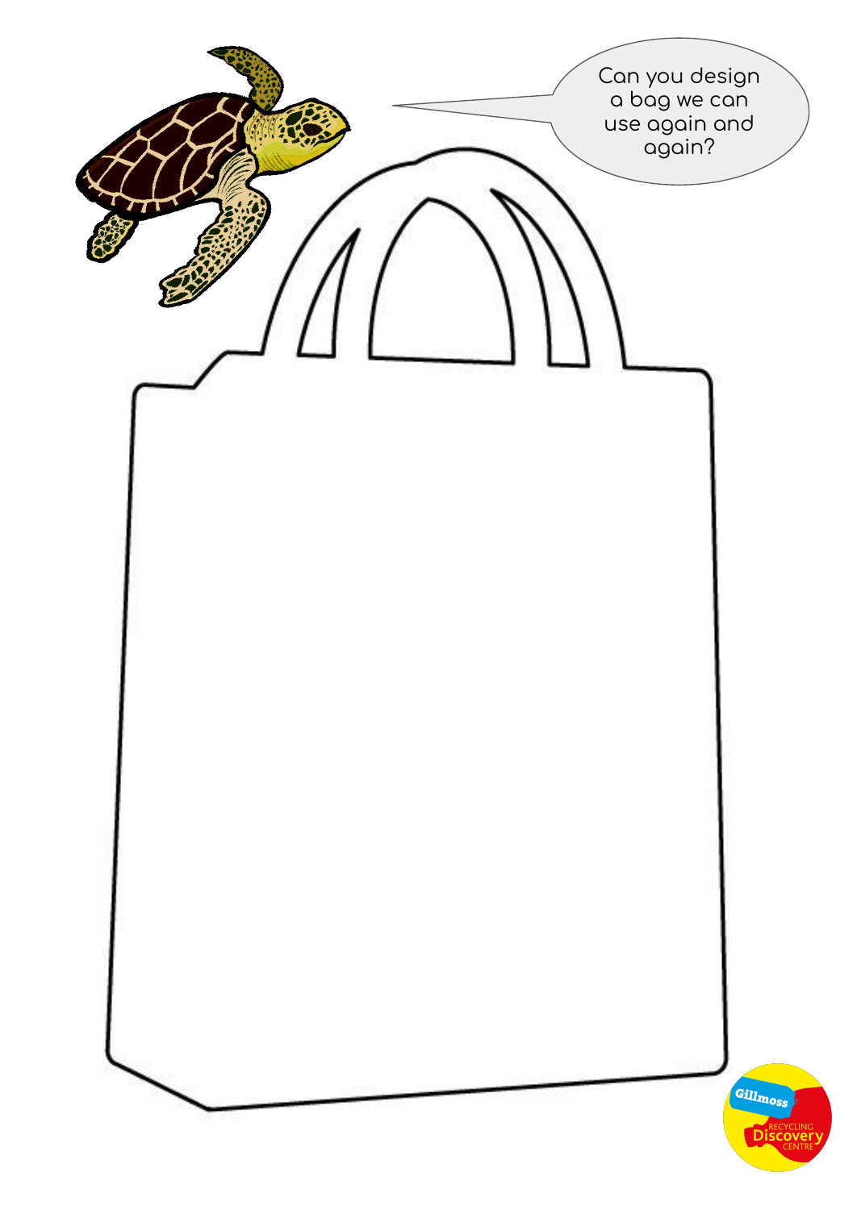Can you design a bag we can use again and again?

Gillmoss RECYCLING Discovery CENTRE